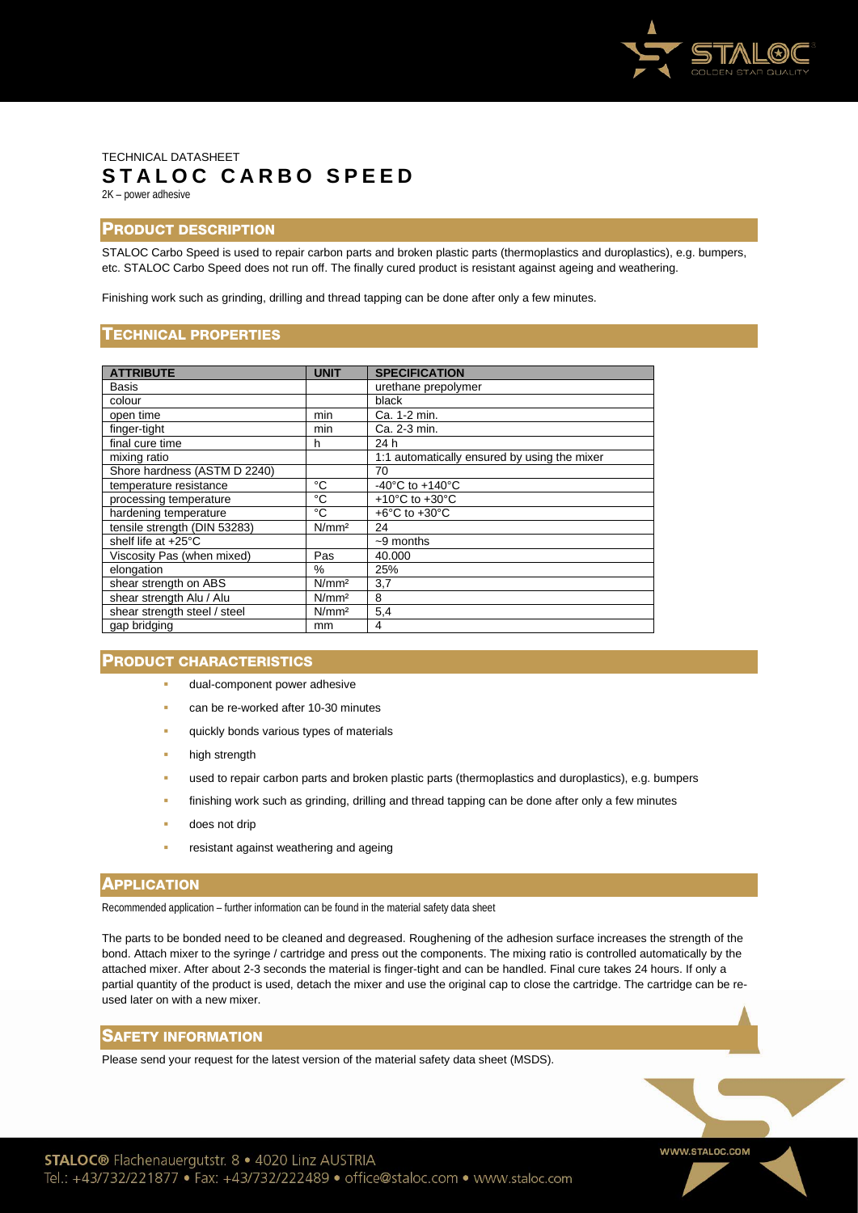TECHNICAL DATASHEET

# STALOC CARBO SPEED

2K – power adhesive

## PRODUCT DESCRIPTION

STALOC Carbo Speed is used to repair carbon parts and broken plastic parts (thermoplastics and duroplastics), e.g. bumpers, etc. STALOC Carbo Speed does not run off. The finally cured product is resistant against ageing and weathering.

Finishing work such as grinding, drilling and thread tapping can be done after only a few minutes.

## TECHNICAL PROPERTIES

| ATTRIBUTE | UNIT | SPECIFICATION |
| --- | --- | --- |
| Basis | | urethane prepolymer |
| colour | | black |
| open time | min | Ca. 1-2 min. |
| finger-tight | min | Ca. 2-3 min. |
| final cure time | h | 24 h |
| mixing ratio | | 1:1 automatically ensured by using the mixer |
| Shore hardness (ASTM D 2240) | | 70 |
| temperature resistance | °C | -40°C to +140°C |
| processing temperature | °C | +10°C to +30°C |
| hardening temperature | °C | +6°C to +30°C |
| tensile strength (DIN 53283) | N/mm² | 24 |
| shelf life at +25°C | | ~9 months |
| Viscosity Pas (when mixed) | Pas | 40.000 |
| elongation | % | 25% |
| shear strength on ABS | N/mm² | 3,7 |
| shear strength Alu / Alu | N/mm² | 8 |
| shear strength steel / steel | N/mm² | 5,4 |
| gap bridging | mm | 4 |

## PRODUCT CHARACTERISTICS

- dual-component power adhesive
- can be re-worked after 10-30 minutes
- quickly bonds various types of materials
- high strength
- used to repair carbon parts and broken plastic parts (thermoplastics and duroplastics), e.g. bumpers
- finishing work such as grinding, drilling and thread tapping can be done after only a few minutes
- does not drip
- resistant against weathering and ageing

## APPLICATION

Recommended application – further information can be found in the material safety data sheet

The parts to be bonded need to be cleaned and degreased. Roughening of the adhesion surface increases the strength of the bond. Attach mixer to the syringe / cartridge and press out the components. The mixing ratio is controlled automatically by the attached mixer. After about 2-3 seconds the material is finger-tight and can be handled. Final cure takes 24 hours. If only a partial quantity of the product is used, detach the mixer and use the original cap to close the cartridge. The cartridge can be re-used later on with a new mixer.

## SAFETY INFORMATION

Please send your request for the latest version of the material safety data sheet (MSDS).

STALOC® Flachenauergutstr. 8 • 4020 Linz AUSTRIA
Tel.: +43/732/221877 • Fax: +43/732/222489 • office@staloc.com • www.staloc.com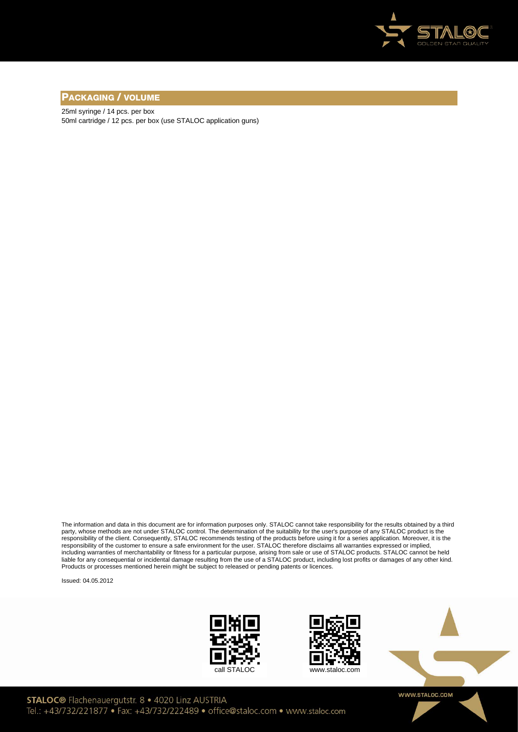## Packaging / Volume

25ml syringe / 14 pcs. per box
50ml cartridge / 12 pcs. per box (use STALOC application guns)

The information and data in this document are for information purposes only. STALOC cannot take responsibility for the results obtained by a third party, whose methods are not under STALOC control. The determination of the suitability for the user's purpose of any STALOC product is the responsibility of the client. Consequently, STALOC recommends testing of the products before using it for a series application. Moreover, it is the responsibility of the customer to ensure a safe environment for the user. STALOC therefore disclaims all warranties expressed or implied, including warranties of merchantability or fitness for a particular purpose, arising from sale or use of STALOC products. STALOC cannot be held liable for any consequential or incidental damage resulting from the use of a STALOC product, including lost profits or damages of any other kind. Products or processes mentioned herein might be subject to released or pending patents or licences.

Issued: 04.05.2012

call STALOC

www.staloc.com

**STALOC®** Flachenauergutstr. 8 • 4020 Linz AUSTRIA
Tel.: +43/732/221877 • Fax: +43/732/222489 • office@staloc.com • www.staloc.com